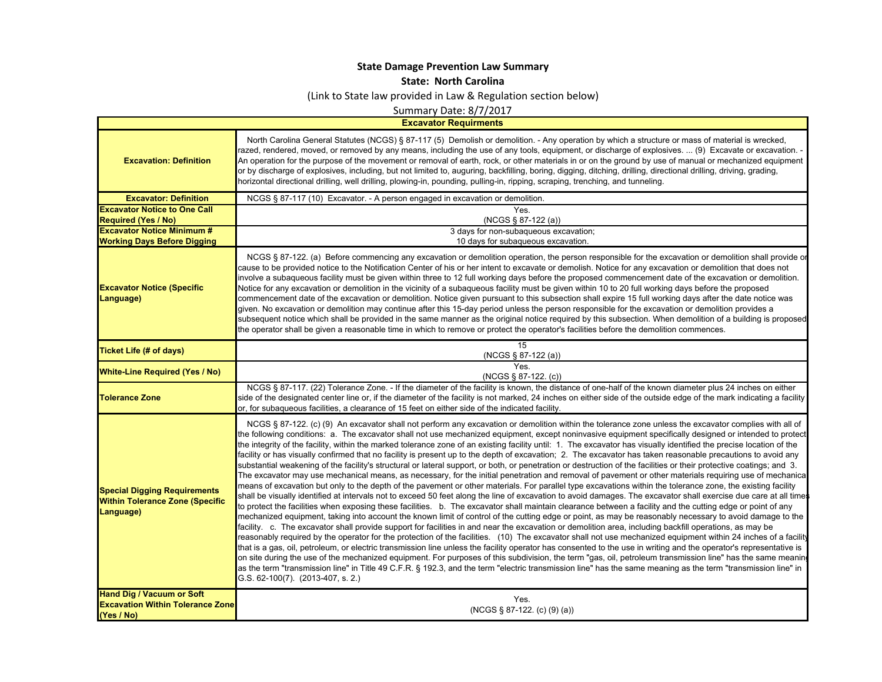# State Damage Prevention Law Summary

## State: North Carolina

(Link to State law provided in Law & Regulation section below)

Summary Date: 8/7/2017

| Excavator Requirments | |
|---|---|
| **Excavation: Definition** | North Carolina General Statutes (NCGS) § 87-117 (5) Demolish or demolition. - Any operation by which a structure or mass of material is wrecked, razed, rendered, moved, or removed by any means, including the use of any tools, equipment, or discharge of explosives. ... (9) Excavate or excavation. - An operation for the purpose of the movement or removal of earth, rock, or other materials in or on the ground by use of manual or mechanized equipment or by discharge of explosives, including, but not limited to, auguring, backfilling, boring, digging, ditching, drilling, directional drilling, driving, grading, horizontal directional drilling, well drilling, plowing-in, pounding, pulling-in, ripping, scraping, trenching, and tunneling. |
| **Excavator: Definition** | NCGS § 87-117 (10) Excavator. - A person engaged in excavation or demolition. |
| **Excavator Notice to One Call Required (Yes / No)** | Yes. (NCGS § 87-122 (a)) |
| **Excavator Notice Minimum # Working Days Before Digging** | 3 days for non-subaqueous excavation; 10 days for subaqueous excavation. |
| **Excavator Notice (Specific Language)** | NCGS § 87-122. (a) Before commencing any excavation or demolition operation, the person responsible for the excavation or demolition shall provide or cause to be provided notice to the Notification Center of his or her intent to excavate or demolish. Notice for any excavation or demolition that does not involve a subaqueous facility must be given within three to 12 full working days before the proposed commencement date of the excavation or demolition. Notice for any excavation or demolition in the vicinity of a subaqueous facility must be given within 10 to 20 full working days before the proposed commencement date of the excavation or demolition. Notice given pursuant to this subsection shall expire 15 full working days after the date notice was given. No excavation or demolition may continue after this 15-day period unless the person responsible for the excavation or demolition provides a subsequent notice which shall be provided in the same manner as the original notice required by this subsection. When demolition of a building is proposed the operator shall be given a reasonable time in which to remove or protect the operator's facilities before the demolition commences. |
| **Ticket Life (# of days)** | 15 (NCGS § 87-122 (a)) |
| **White-Line Required (Yes / No)** | Yes. (NCGS § 87-122. (c)) |
| **Tolerance Zone** | NCGS § 87-117. (22) Tolerance Zone. - If the diameter of the facility is known, the distance of one-half of the known diameter plus 24 inches on either side of the designated center line or, if the diameter of the facility is not marked, 24 inches on either side of the outside edge of the mark indicating a facility or, for subaqueous facilities, a clearance of 15 feet on either side of the indicated facility. |
| **Special Digging Requirements Within Tolerance Zone (Specific Language)** | NCGS § 87-122. (c) (9) An excavator shall not perform any excavation or demolition within the tolerance zone unless the excavator complies with all of the following conditions: a. The excavator shall not use mechanized equipment, except noninvasive equipment specifically designed or intended to protect the integrity of the facility, within the marked tolerance zone of an existing facility until: 1. The excavator has visually identified the precise location of the facility or has visually confirmed that no facility is present up to the depth of excavation; 2. The excavator has taken reasonable precautions to avoid any substantial weakening of the facility's structural or lateral support, or both, or penetration or destruction of the facilities or their protective coatings; and 3. The excavator may use mechanical means, as necessary, for the initial penetration and removal of pavement or other materials requiring use of mechanical means of excavation but only to the depth of the pavement or other materials. For parallel type excavations within the tolerance zone, the existing facility shall be visually identified at intervals not to exceed 50 feet along the line of excavation to avoid damages. The excavator shall exercise due care at all times to protect the facilities when exposing these facilities. b. The excavator shall maintain clearance between a facility and the cutting edge or point of any mechanized equipment, taking into account the known limit of control of the cutting edge or point, as may be reasonably necessary to avoid damage to the facility. c. The excavator shall provide support for facilities in and near the excavation or demolition area, including backfill operations, as may be reasonably required by the operator for the protection of the facilities. (10) The excavator shall not use mechanized equipment within 24 inches of a facility that is a gas, oil, petroleum, or electric transmission line unless the facility operator has consented to the use in writing and the operator's representative is on site during the use of the mechanized equipment. For purposes of this subdivision, the term "gas, oil, petroleum transmission line" has the same meaning as the term "transmission line" in Title 49 C.F.R. § 192.3, and the term "electric transmission line" has the same meaning as the term "transmission line" in G.S. 62-100(7). (2013-407, s. 2.) |
| **Hand Dig / Vacuum or Soft Excavation Within Tolerance Zone (Yes / No)** | Yes. (NCGS § 87-122. (c) (9) (a)) |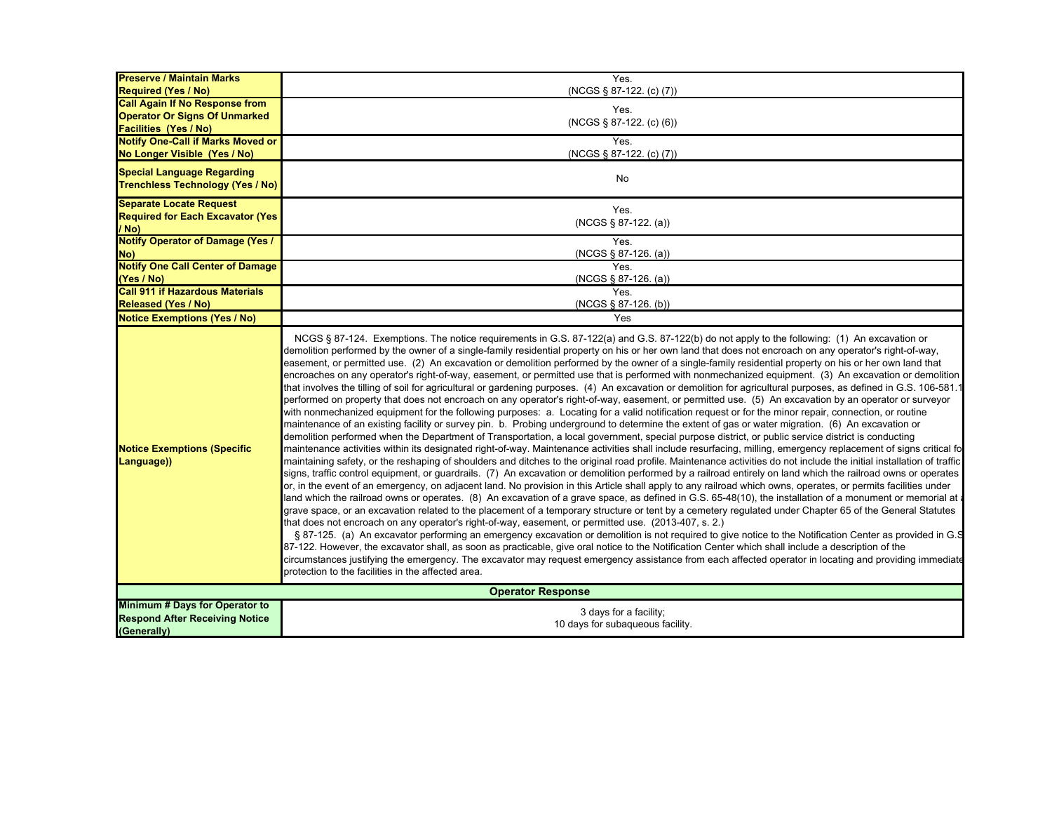| | |
|---|---|
| **Preserve / Maintain Marks Required (Yes / No)** | Yes.<br>(NCGS § 87-122. (c) (7)) |
| **Call Again If No Response from Operator Or Signs Of Unmarked Facilities (Yes / No)** | Yes.<br>(NCGS § 87-122. (c) (6)) |
| **Notify One-Call if Marks Moved or No Longer Visible (Yes / No)** | Yes.<br>(NCGS § 87-122. (c) (7)) |
| **Special Language Regarding Trenchless Technology (Yes / No)** | No |
| **Separate Locate Request Required for Each Excavator (Yes / No)** | Yes.<br>(NCGS § 87-122. (a)) |
| **Notify Operator of Damage (Yes / No)** | Yes.<br>(NCGS § 87-126. (a)) |
| **Notify One Call Center of Damage (Yes / No)** | Yes.<br>(NCGS § 87-126. (a)) |
| **Call 911 if Hazardous Materials Released (Yes / No)** | Yes.<br>(NCGS § 87-126. (b)) |
| **Notice Exemptions (Yes / No)** | Yes |
| **Notice Exemptions (Specific Language))** | NCGS § 87-124. Exemptions. The notice requirements in G.S. 87-122(a) and G.S. 87-122(b) do not apply to the following: (1) An excavation or demolition performed by the owner of a single-family residential property on his or her own land that does not encroach on any operator's right-of-way, easement, or permitted use. (2) An excavation or demolition performed by the owner of a single-family residential property on his or her own land that encroaches on any operator's right-of-way, easement, or permitted use that is performed with nonmechanized equipment. (3) An excavation or demolition that involves the tilling of soil for agricultural or gardening purposes. (4) An excavation or demolition for agricultural purposes, as defined in G.S. 106-581.1 performed on property that does not encroach on any operator's right-of-way, easement, or permitted use. (5) An excavation by an operator or surveyor with nonmechanized equipment for the following purposes: a. Locating for a valid notification request or for the minor repair, connection, or routine maintenance of an existing facility or survey pin. b. Probing underground to determine the extent of gas or water migration. (6) An excavation or demolition performed when the Department of Transportation, a local government, special purpose district, or public service district is conducting maintenance activities within its designated right-of-way. Maintenance activities shall include resurfacing, milling, emergency replacement of signs critical fo maintaining safety, or the reshaping of shoulders and ditches to the original road profile. Maintenance activities do not include the initial installation of traffic signs, traffic control equipment, or guardrails. (7) An excavation or demolition performed by a railroad entirely on land which the railroad owns or operates or, in the event of an emergency, on adjacent land. No provision in this Article shall apply to any railroad which owns, operates, or permits facilities under land which the railroad owns or operates. (8) An excavation of a grave space, as defined in G.S. 65-48(10), the installation of a monument or memorial at a grave space, or an excavation related to the placement of a temporary structure or tent by a cemetery regulated under Chapter 65 of the General Statutes that does not encroach on any operator's right-of-way, easement, or permitted use. (2013-407, s. 2.)<br>§ 87-125. (a) An excavator performing an emergency excavation or demolition is not required to give notice to the Notification Center as provided in G.S 87-122. However, the excavator shall, as soon as practicable, give oral notice to the Notification Center which shall include a description of the circumstances justifying the emergency. The excavator may request emergency assistance from each affected operator in locating and providing immediate protection to the facilities in the affected area. |
| **Operator Response** | |
| **Minimum # Days for Operator to Respond After Receiving Notice (Generally)** | 3 days for a facility;<br>10 days for subaqueous facility. |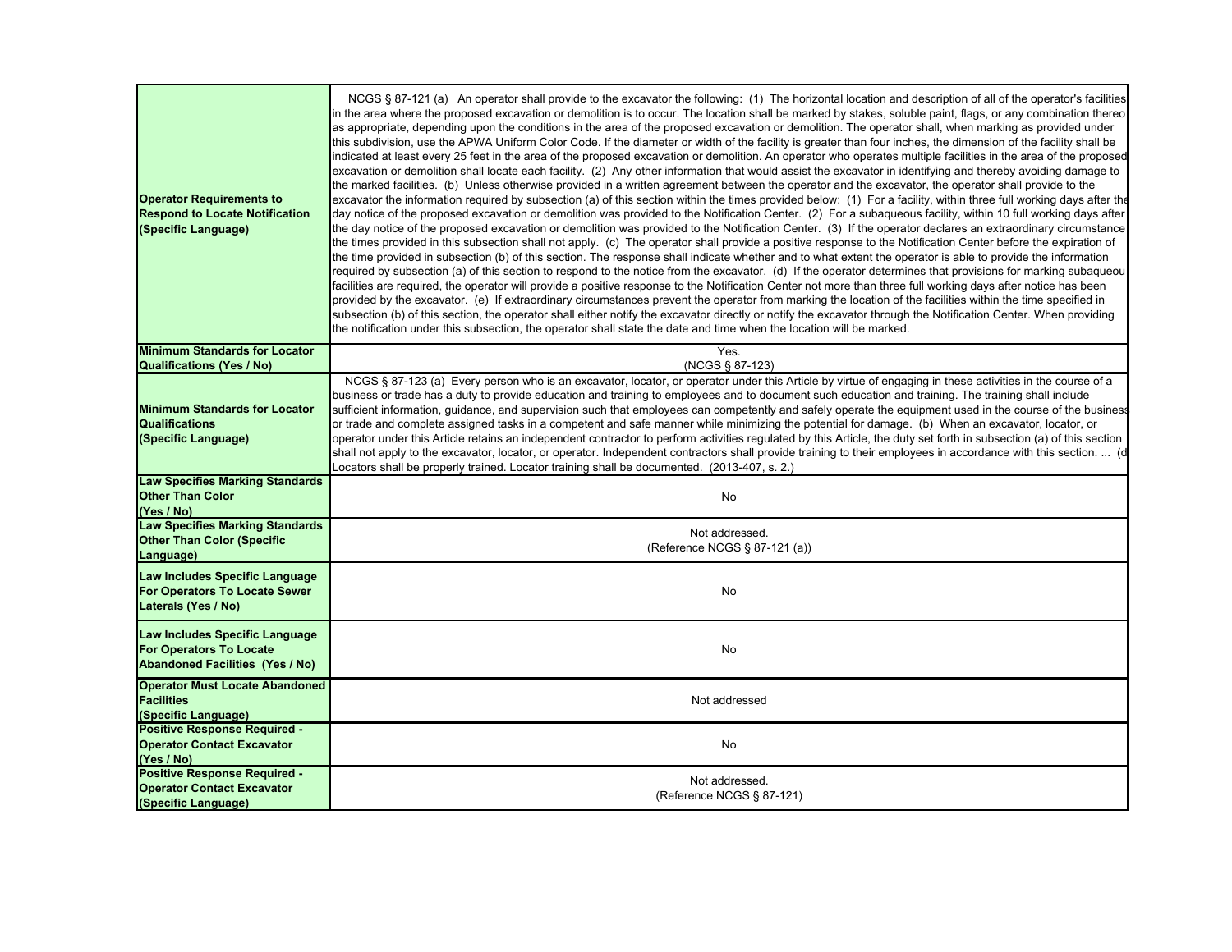| | |
|---|---|
| **Operator Requirements to Respond to Locate Notification (Specific Language)** | NCGS § 87-121 (a) An operator shall provide to the excavator the following: (1) The horizontal location and description of all of the operator's facilities in the area where the proposed excavation or demolition is to occur. The location shall be marked by stakes, soluble paint, flags, or any combination thereo as appropriate, depending upon the conditions in the area of the proposed excavation or demolition. The operator shall, when marking as provided under this subdivision, use the APWA Uniform Color Code. If the diameter or width of the facility is greater than four inches, the dimension of the facility shall be indicated at least every 25 feet in the area of the proposed excavation or demolition. An operator who operates multiple facilities in the area of the proposed excavation or demolition shall locate each facility. (2) Any other information that would assist the excavator in identifying and thereby avoiding damage to the marked facilities. (b) Unless otherwise provided in a written agreement between the operator and the excavator, the operator shall provide to the excavator the information required by subsection (a) of this section within the times provided below: (1) For a facility, within three full working days after the day notice of the proposed excavation or demolition was provided to the Notification Center. (2) For a subaqueous facility, within 10 full working days after the day notice of the proposed excavation or demolition was provided to the Notification Center. (3) If the operator declares an extraordinary circumstance the times provided in this subsection shall not apply. (c) The operator shall provide a positive response to the Notification Center before the expiration of the time provided in subsection (b) of this section. The response shall indicate whether and to what extent the operator is able to provide the information required by subsection (a) of this section to respond to the notice from the excavator. (d) If the operator determines that provisions for marking subaqueou facilities are required, the operator will provide a positive response to the Notification Center not more than three full working days after notice has been provided by the excavator. (e) If extraordinary circumstances prevent the operator from marking the location of the facilities within the time specified in subsection (b) of this section, the operator shall either notify the excavator directly or notify the excavator through the Notification Center. When providing the notification under this subsection, the operator shall state the date and time when the location will be marked. |
| **Minimum Standards for Locator Qualifications (Yes / No)** | Yes. (NCGS § 87-123) |
| **Minimum Standards for Locator Qualifications (Specific Language)** | NCGS § 87-123 (a) Every person who is an excavator, locator, or operator under this Article by virtue of engaging in these activities in the course of a business or trade has a duty to provide education and training to employees and to document such education and training. The training shall include sufficient information, guidance, and supervision such that employees can competently and safely operate the equipment used in the course of the business or trade and complete assigned tasks in a competent and safe manner while minimizing the potential for damage. (b) When an excavator, locator, or operator under this Article retains an independent contractor to perform activities regulated by this Article, the duty set forth in subsection (a) of this section shall not apply to the excavator, locator, or operator. Independent contractors shall provide training to their employees in accordance with this section. ... (d Locators shall be properly trained. Locator training shall be documented. (2013-407, s. 2.) |
| **Law Specifies Marking Standards Other Than Color (Yes / No)** | No |
| **Law Specifies Marking Standards Other Than Color (Specific Language)** | Not addressed. (Reference NCGS § 87-121 (a)) |
| **Law Includes Specific Language For Operators To Locate Sewer Laterals (Yes / No)** | No |
| **Law Includes Specific Language For Operators To Locate Abandoned Facilities (Yes / No)** | No |
| **Operator Must Locate Abandoned Facilities (Specific Language)** | Not addressed |
| **Positive Response Required - Operator Contact Excavator (Yes / No)** | No |
| **Positive Response Required - Operator Contact Excavator (Specific Language)** | Not addressed. (Reference NCGS § 87-121) |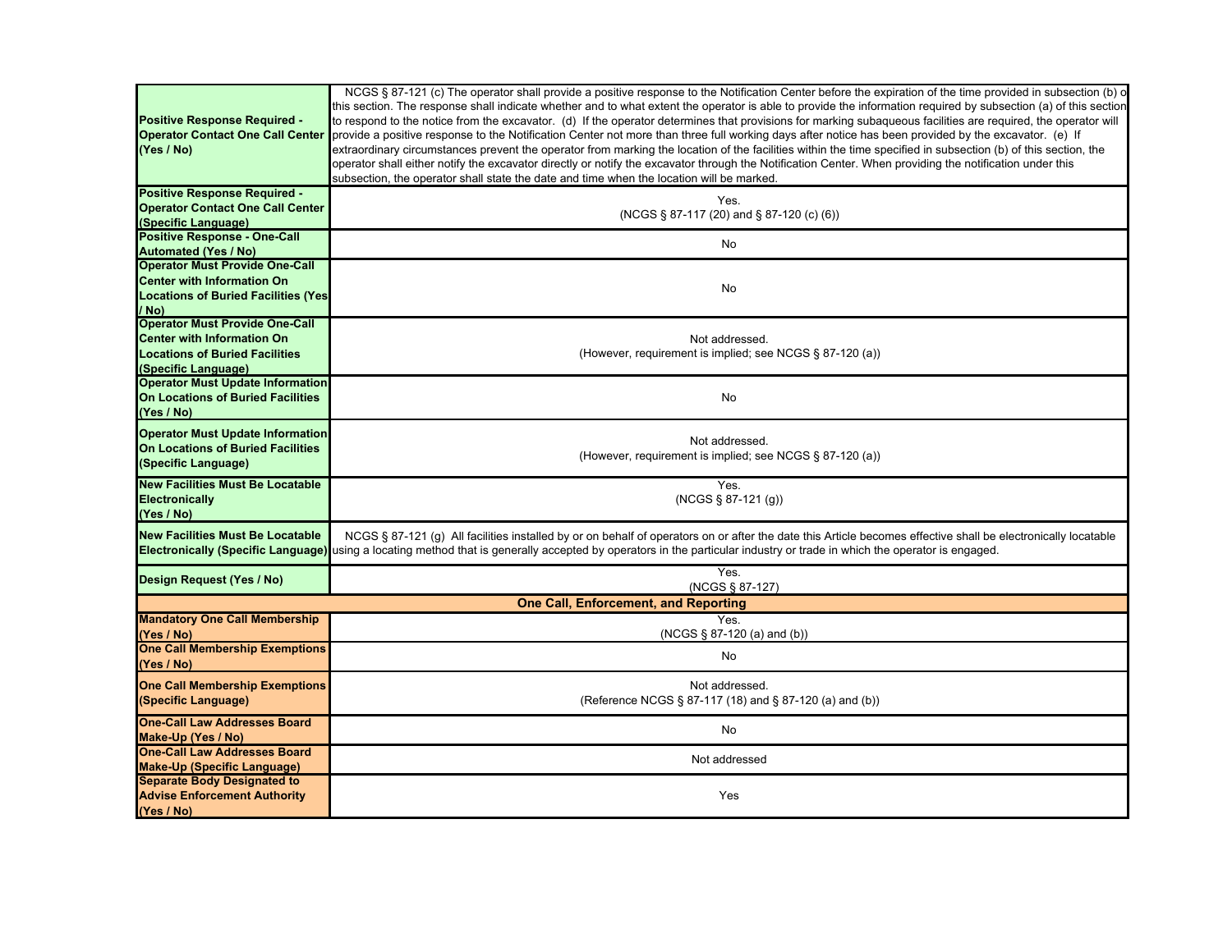| | |
|---|---|
| **Positive Response Required - Operator Contact One Call Center (Yes / No)** | NCGS § 87-121 (c) The operator shall provide a positive response to the Notification Center before the expiration of the time provided in subsection (b) of this section. The response shall indicate whether and to what extent the operator is able to provide the information required by subsection (a) of this section to respond to the notice from the excavator. (d) If the operator determines that provisions for marking subaqueous facilities are required, the operator will provide a positive response to the Notification Center not more than three full working days after notice has been provided by the excavator. (e) If extraordinary circumstances prevent the operator from marking the location of the facilities within the time specified in subsection (b) of this section, the operator shall either notify the excavator directly or notify the excavator through the Notification Center. When providing the notification under this subsection, the operator shall state the date and time when the location will be marked. |
| **Positive Response Required - Operator Contact One Call Center (Specific Language)** | Yes. (NCGS § 87-117 (20) and § 87-120 (c) (6)) |
| **Positive Response - One-Call Automated (Yes / No)** | No |
| **Operator Must Provide One-Call Center with Information On Locations of Buried Facilities (Yes / No)** | No |
| **Operator Must Provide One-Call Center with Information On Locations of Buried Facilities (Specific Language)** | Not addressed. (However, requirement is implied; see NCGS § 87-120 (a)) |
| **Operator Must Update Information On Locations of Buried Facilities (Yes / No)** | No |
| **Operator Must Update Information On Locations of Buried Facilities (Specific Language)** | Not addressed. (However, requirement is implied; see NCGS § 87-120 (a)) |
| **New Facilities Must Be Locatable Electronically (Yes / No)** | Yes. (NCGS § 87-121 (g)) |
| **New Facilities Must Be Locatable Electronically (Specific Language)** | NCGS § 87-121 (g) All facilities installed by or on behalf of operators on or after the date this Article becomes effective shall be electronically locatable using a locating method that is generally accepted by operators in the particular industry or trade in which the operator is engaged. |
| **Design Request (Yes / No)** | Yes. (NCGS § 87-127) |
| **One Call, Enforcement, and Reporting** | |
| **Mandatory One Call Membership (Yes / No)** | Yes. (NCGS § 87-120 (a) and (b)) |
| **One Call Membership Exemptions (Yes / No)** | No |
| **One Call Membership Exemptions (Specific Language)** | Not addressed. (Reference NCGS § 87-117 (18) and § 87-120 (a) and (b)) |
| **One-Call Law Addresses Board Make-Up (Yes / No)** | No |
| **One-Call Law Addresses Board Make-Up (Specific Language)** | Not addressed |
| **Separate Body Designated to Advise Enforcement Authority (Yes / No)** | Yes |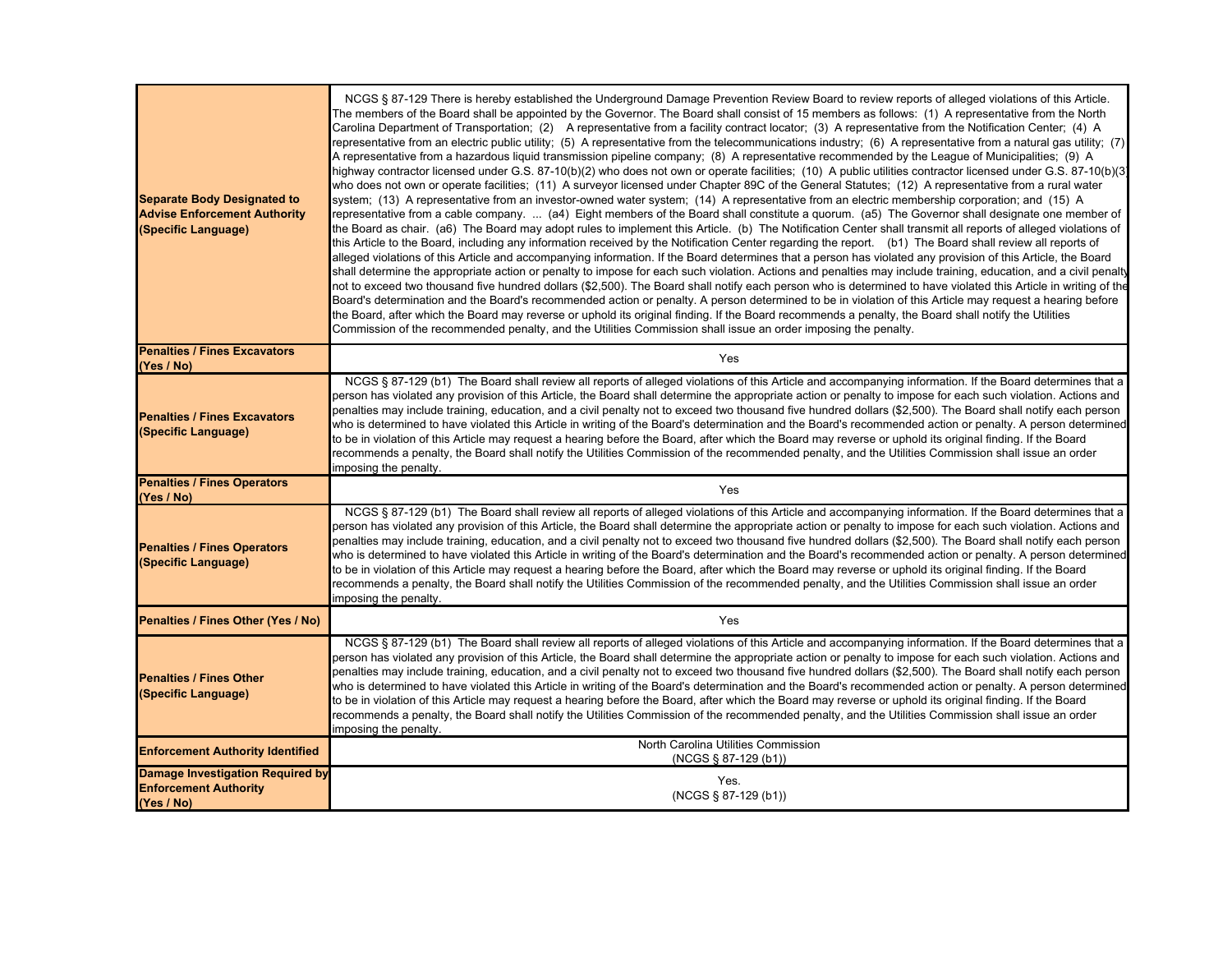| | |
|---|---|
| **Separate Body Designated to Advise Enforcement Authority (Specific Language)** | NCGS § 87-129 There is hereby established the Underground Damage Prevention Review Board to review reports of alleged violations of this Article. The members of the Board shall be appointed by the Governor. The Board shall consist of 15 members as follows: (1) A representative from the North Carolina Department of Transportation; (2) A representative from a facility contract locator; (3) A representative from the Notification Center; (4) A representative from an electric public utility; (5) A representative from the telecommunications industry; (6) A representative from a natural gas utility; (7) A representative from a hazardous liquid transmission pipeline company; (8) A representative recommended by the League of Municipalities; (9) A highway contractor licensed under G.S. 87-10(b)(2) who does not own or operate facilities; (10) A public utilities contractor licensed under G.S. 87-10(b)(3) who does not own or operate facilities; (11) A surveyor licensed under Chapter 89C of the General Statutes; (12) A representative from a rural water system; (13) A representative from an investor-owned water system; (14) A representative from an electric membership corporation; and (15) A representative from a cable company. ... (a4) Eight members of the Board shall constitute a quorum. (a5) The Governor shall designate one member of the Board as chair. (a6) The Board may adopt rules to implement this Article. (b) The Notification Center shall transmit all reports of alleged violations of this Article to the Board, including any information received by the Notification Center regarding the report. (b1) The Board shall review all reports of alleged violations of this Article and accompanying information. If the Board determines that a person has violated any provision of this Article, the Board shall determine the appropriate action or penalty to impose for each such violation. Actions and penalties may include training, education, and a civil penalty not to exceed two thousand five hundred dollars ($2,500). The Board shall notify each person who is determined to have violated this Article in writing of the Board's determination and the Board's recommended action or penalty. A person determined to be in violation of this Article may request a hearing before the Board, after which the Board may reverse or uphold its original finding. If the Board recommends a penalty, the Board shall notify the Utilities Commission of the recommended penalty, and the Utilities Commission shall issue an order imposing the penalty. |
| **Penalties / Fines Excavators (Yes / No)** | Yes |
| **Penalties / Fines Excavators (Specific Language)** | NCGS § 87-129 (b1) The Board shall review all reports of alleged violations of this Article and accompanying information. If the Board determines that a person has violated any provision of this Article, the Board shall determine the appropriate action or penalty to impose for each such violation. Actions and penalties may include training, education, and a civil penalty not to exceed two thousand five hundred dollars ($2,500). The Board shall notify each person who is determined to have violated this Article in writing of the Board's determination and the Board's recommended action or penalty. A person determined to be in violation of this Article may request a hearing before the Board, after which the Board may reverse or uphold its original finding. If the Board recommends a penalty, the Board shall notify the Utilities Commission of the recommended penalty, and the Utilities Commission shall issue an order imposing the penalty. |
| **Penalties / Fines Operators (Yes / No)** | Yes |
| **Penalties / Fines Operators (Specific Language)** | NCGS § 87-129 (b1) The Board shall review all reports of alleged violations of this Article and accompanying information. If the Board determines that a person has violated any provision of this Article, the Board shall determine the appropriate action or penalty to impose for each such violation. Actions and penalties may include training, education, and a civil penalty not to exceed two thousand five hundred dollars ($2,500). The Board shall notify each person who is determined to have violated this Article in writing of the Board's determination and the Board's recommended action or penalty. A person determined to be in violation of this Article may request a hearing before the Board, after which the Board may reverse or uphold its original finding. If the Board recommends a penalty, the Board shall notify the Utilities Commission of the recommended penalty, and the Utilities Commission shall issue an order imposing the penalty. |
| **Penalties / Fines Other (Yes / No)** | Yes |
| **Penalties / Fines Other (Specific Language)** | NCGS § 87-129 (b1) The Board shall review all reports of alleged violations of this Article and accompanying information. If the Board determines that a person has violated any provision of this Article, the Board shall determine the appropriate action or penalty to impose for each such violation. Actions and penalties may include training, education, and a civil penalty not to exceed two thousand five hundred dollars ($2,500). The Board shall notify each person who is determined to have violated this Article in writing of the Board's determination and the Board's recommended action or penalty. A person determined to be in violation of this Article may request a hearing before the Board, after which the Board may reverse or uphold its original finding. If the Board recommends a penalty, the Board shall notify the Utilities Commission of the recommended penalty, and the Utilities Commission shall issue an order imposing the penalty. |
| **Enforcement Authority Identified** | North Carolina Utilities Commission (NCGS § 87-129 (b1)) |
| **Damage Investigation Required by Enforcement Authority (Yes / No)** | Yes. (NCGS § 87-129 (b1)) |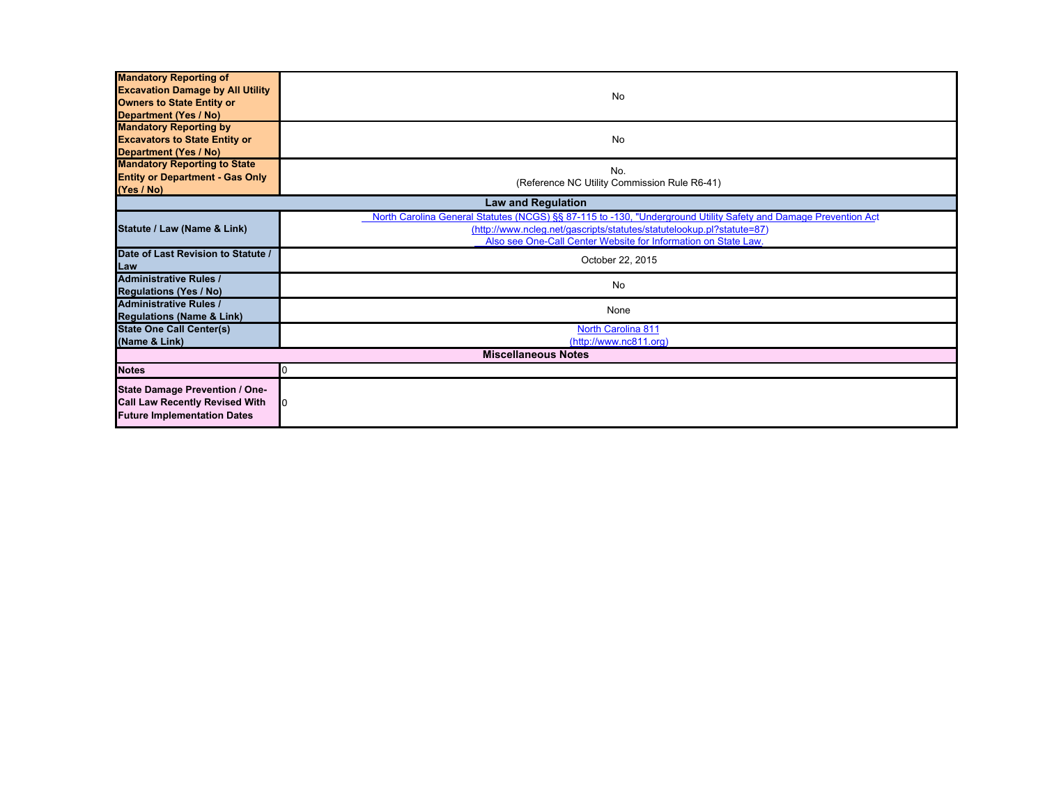| | |
|---|---|
| **Mandatory Reporting of Excavation Damage by All Utility Owners to State Entity or Department (Yes / No)** | No |
| **Mandatory Reporting by Excavators to State Entity or Department (Yes / No)** | No |
| **Mandatory Reporting to State Entity or Department - Gas Only (Yes / No)** | No.<br>(Reference NC Utility Commission Rule R6-41) |
| **Law and Regulation** | |
| **Statute / Law (Name & Link)** | North Carolina General Statutes (NCGS) §§ 87-115 to -130, "Underground Utility Safety and Damage Prevention Act (http://www.ncleg.net/gascripts/statutes/statutelookup.pl?statute=87)<br>Also see One-Call Center Website for Information on State Law. |
| **Date of Last Revision to Statute / Law** | October 22, 2015 |
| **Administrative Rules / Regulations (Yes / No)** | No |
| **Administrative Rules / Regulations (Name & Link)** | None |
| **State One Call Center(s) (Name & Link)** | North Carolina 811<br>(http://www.nc811.org) |
| **Miscellaneous Notes** | |
| **Notes** | 0 |
| **State Damage Prevention / One-Call Law Recently Revised With Future Implementation Dates** | 0 |